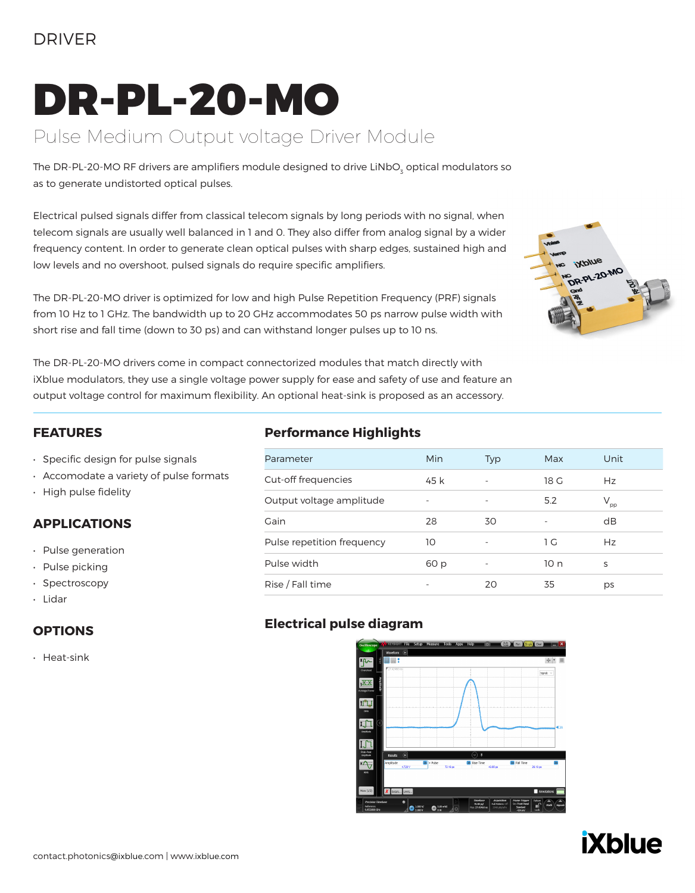DRIVER

# DR-PL-20-MO

## Pulse Medium Output voltage Driver Module

The DR-PL-20-MO RF drivers are amplifiers module designed to drive $LiNbO_3$ optical modulators so as to generate undistorted optical pulses.

Electrical pulsed signals differ from classical telecom signals by long periods with no signal, when telecom signals are usually well balanced in 1 and 0. They also differ from analog signal by a wider frequency content. In order to generate clean optical pulses with sharp edges, sustained high and low levels and no overshoot, pulsed signals do require specific amplifiers.

The DR-PL-20-MO driver is optimized for low and high Pulse Repetition Frequency (PRF) signals from 10 Hz to 1 GHz. The bandwidth up to 20 GHz accommodates 50 ps narrow pulse width with short rise and fall time (down to 30 ps) and can withstand longer pulses up to 10 ns.

The DR-PL-20-MO drivers come in compact connectorized modules that match directly with iXblue modulators, they use a single voltage power supply for ease and safety of use and feature an output voltage control for maximum flexibility. An optional heat-sink is proposed as an accessory.

### FEATURES

- Specific design for pulse signals
- Accomodate a variety of pulse formats
- High pulse fidelity

### APPLICATIONS

- Pulse generation
- Pulse picking
- Spectroscopy
- Lidar

### OPTIONS

- Heat-sink

### Performance Highlights

| Parameter | Min | Typ | Max | Unit |
|---|---|---|---|---|
| Cut-off frequencies | 45 k | - | 18 G | Hz |
| Output voltage amplitude | - | - | 5.2 | $V_{pp}$ |
| Gain | 28 | 30 | - | dB |
| Pulse repetition frequency | 10 | - | 1 G | Hz |
| Pulse width | 60 p | - | 10 n | s |
| Rise / Fall time | - | 20 | 35 | ps |

### Electrical pulse diagram

contact.photonics@ixblue.com | www.ixblue.com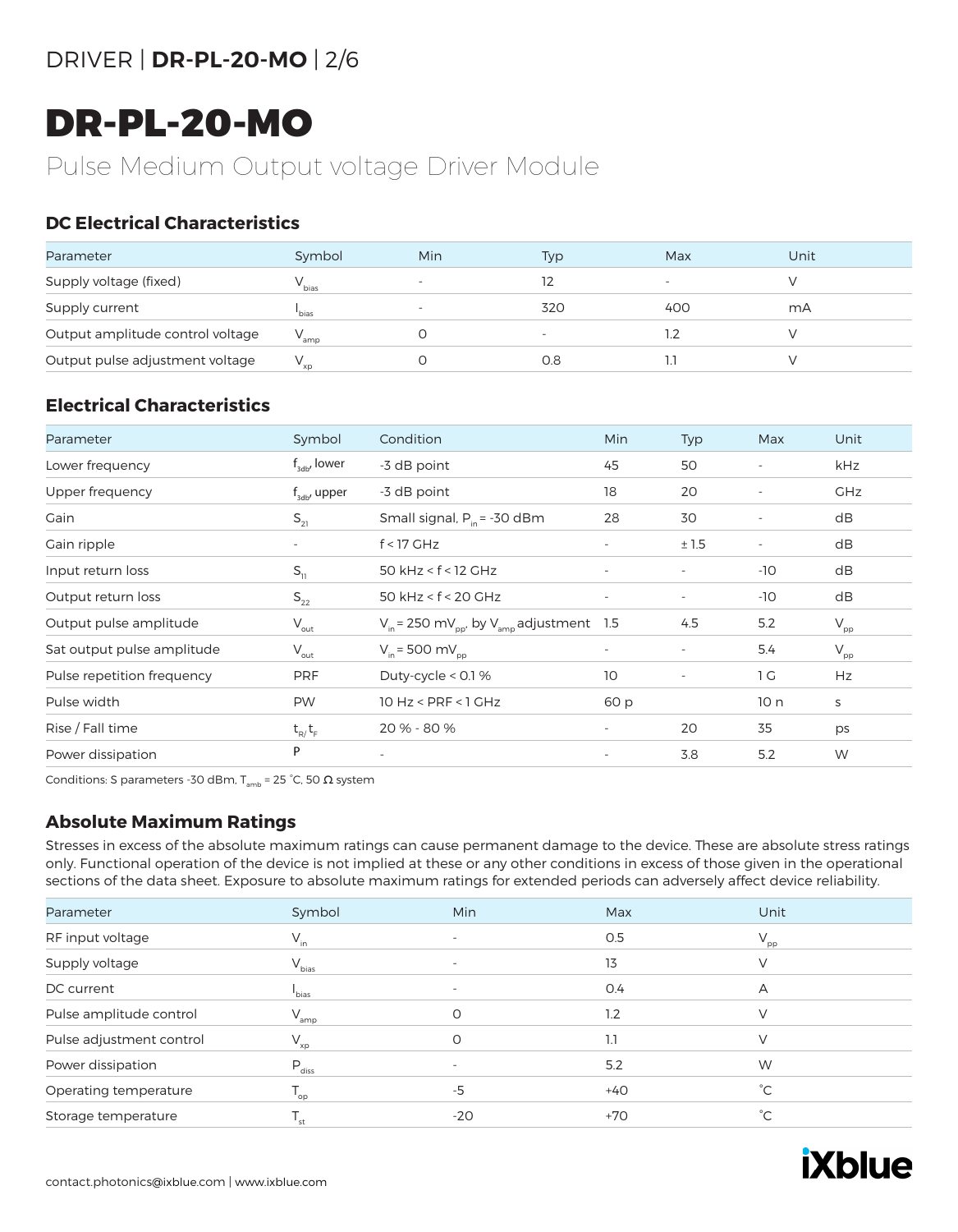# DR-PL-20-MO

Pulse Medium Output voltage Driver Module

## DC Electrical Characteristics

| Parameter | Symbol | Min | Typ | Max | Unit |
|---|---|---|---|---|---|
| Supply voltage (fixed) | $V_{bias}$ | - | 12 | - | V |
| Supply current | $I_{bias}$ | - | 320 | 400 | mA |
| Output amplitude control voltage | $V_{amp}$ | 0 | - | 1.2 | V |
| Output pulse adjustment voltage | $V_{xp}$ | 0 | 0.8 | 1.1 | V |

## Electrical Characteristics

| Parameter | Symbol | Condition | Min | Typ | Max | Unit |
|---|---|---|---|---|---|---|
| Lower frequency | $f_{3db}$, lower | -3 dB point | 45 | 50 | - | kHz |
| Upper frequency | $f_{3db}$, upper | -3 dB point | 18 | 20 | - | GHz |
| Gain | $S_{21}$ | Small signal, $P_{in}$ = -30 dBm | 28 | 30 | - | dB |
| Gain ripple | - | f < 17 GHz | - | ± 1.5 | - | dB |
| Input return loss | $S_{11}$ | 50 kHz < f < 12 GHz | - | - | -10 | dB |
| Output return loss | $S_{22}$ | 50 kHz < f < 20 GHz | - | - | -10 | dB |
| Output pulse amplitude | $V_{out}$ | $V_{in}$ = 250 $mV_{pp}$, by $V_{amp}$ adjustment | 1.5 | 4.5 | 5.2 | $V_{pp}$ |
| Sat output pulse amplitude | $V_{out}$ | $V_{in}$ = 500 $mV_{pp}$ | - | - | 5.4 | $V_{pp}$ |
| Pulse repetition frequency | PRF | Duty-cycle < 0.1 % | 10 | - | 1 G | Hz |
| Pulse width | PW | 10 Hz < PRF < 1 GHz | 60 p | | 10 n | s |
| Rise / Fall time | $t_R$/ $t_F$ | 20 % - 80 % | - | 20 | 35 | ps |
| Power dissipation | P | - | - | 3.8 | 5.2 | W |

Conditions: S parameters -30 dBm, $T_{amb}$ = 25 °C, 50 Ω system

## Absolute Maximum Ratings

Stresses in excess of the absolute maximum ratings can cause permanent damage to the device. These are absolute stress ratings only. Functional operation of the device is not implied at these or any other conditions in excess of those given in the operational sections of the data sheet. Exposure to absolute maximum ratings for extended periods can adversely affect device reliability.

| Parameter | Symbol | Min | Max | Unit |
|---|---|---|---|---|
| RF input voltage | $V_{in}$ | - | 0.5 | $V_{pp}$ |
| Supply voltage | $V_{bias}$ | - | 13 | V |
| DC current | $I_{bias}$ | - | 0.4 | A |
| Pulse amplitude control | $V_{amp}$ | 0 | 1.2 | V |
| Pulse adjustment control | $V_{xp}$ | 0 | 1.1 | V |
| Power dissipation | $P_{diss}$ | - | 5.2 | W |
| Operating temperature | $T_{op}$ | -5 | +40 | °C |
| Storage temperature | $T_{st}$ | -20 | +70 | °C |

contact.photonics@ixblue.com | www.ixblue.com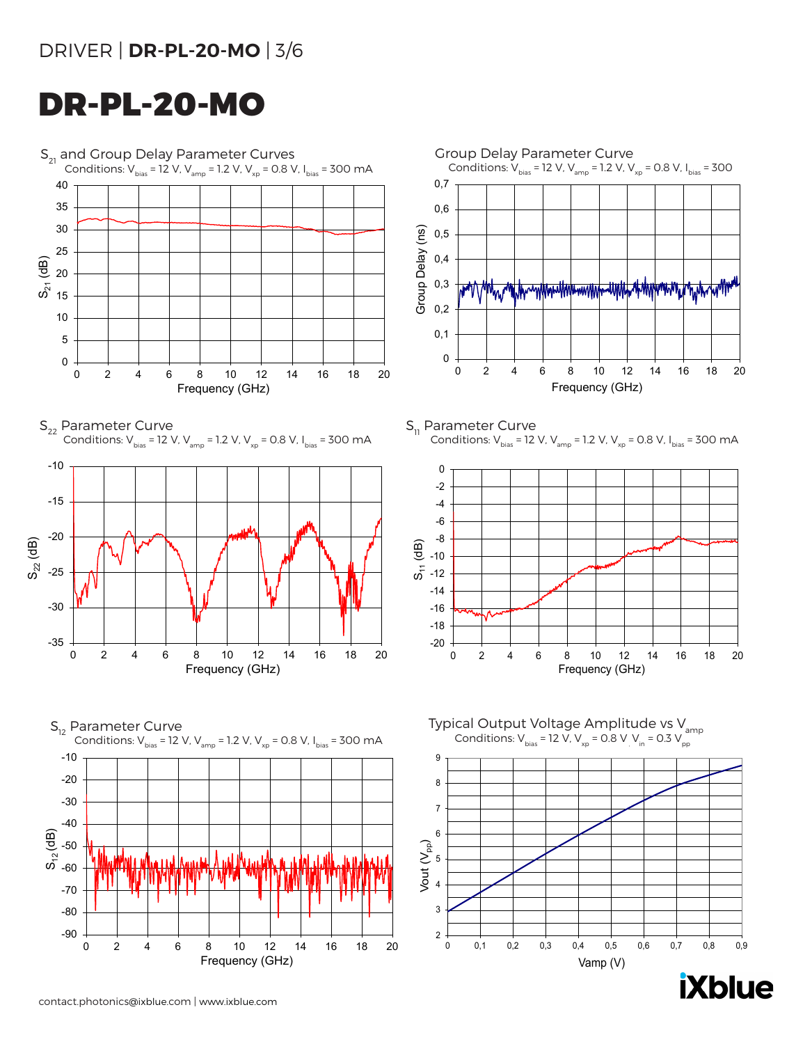# DR-PL-20-MO

## $S_{21}$ and Group Delay Parameter Curves

Conditions: $V_{bias}$ = 12 V, $V_{amp}$ = 1.2 V, $V_{xp}$ = 0.8 V, $I_{bias}$ = 300 mA

## Group Delay Parameter Curve

Conditions: $V_{bias}$ = 12 V, $V_{amp}$ = 1.2 V, $V_{xp}$ = 0.8 V, $I_{bias}$ = 300

## $S_{22}$ Parameter Curve

Conditions: $V_{bias}$ = 12 V, $V_{amp}$ = 1.2 V, $V_{xp}$ = 0.8 V, $I_{bias}$ = 300 mA

## $S_{11}$ Parameter Curve

Conditions: $V_{bias}$ = 12 V, $V_{amp}$ = 1.2 V, $V_{xp}$ = 0.8 V, $I_{bias}$ = 300 mA

## $S_{12}$ Parameter Curve

Conditions: $V_{bias}$ = 12 V, $V_{amp}$ = 1.2 V, $V_{xp}$ = 0.8 V, $I_{bias}$ = 300 mA

## Typical Output Voltage Amplitude vs $V_{amp}$

Conditions: $V_{bias}$ = 12 V, $V_{xp}$ = 0.8 V, $V_{in}$ = 0.3 $V_{pp}$

contact.photonics@ixblue.com | www.ixblue.com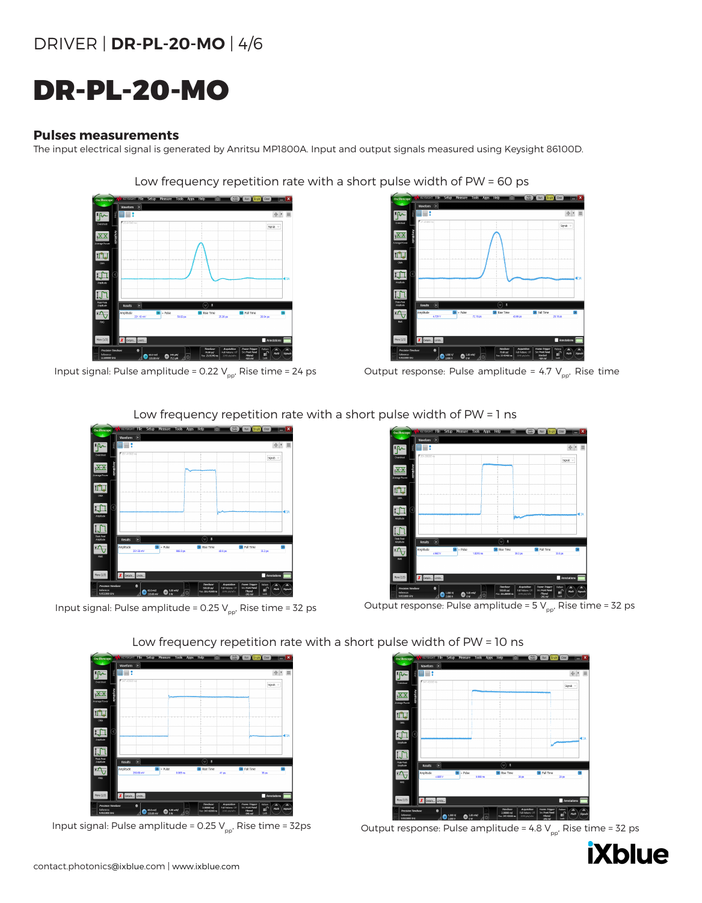# DR-PL-20-MO

### Pulses measurements

The input electrical signal is generated by Anritsu MP1800A. Input and output signals measured using Keysight 86100D.

Low frequency repetition rate with a short pulse width of PW = 60 ps

Input signal: Pulse amplitude = 0.22 $V_{pp}$, Rise time = 24 ps

Output response: Pulse amplitude = 4.7 $V_{pp}$, Rise time

Low frequency repetition rate with a short pulse width of PW = 1 ns

Input signal: Pulse amplitude = 0.25 $V_{pp}$, Rise time = 32 ps

Output response: Pulse amplitude = 5 $V_{pp}$, Rise time = 32 ps

Low frequency repetition rate with a short pulse width of PW = 10 ns

Input signal: Pulse amplitude = 0.25 $V_{pp}$, Rise time = 32ps

Output response: Pulse amplitude = 4.8 $V_{pp}$, Rise time = 32 ps

contact.photonics@ixblue.com | www.ixblue.com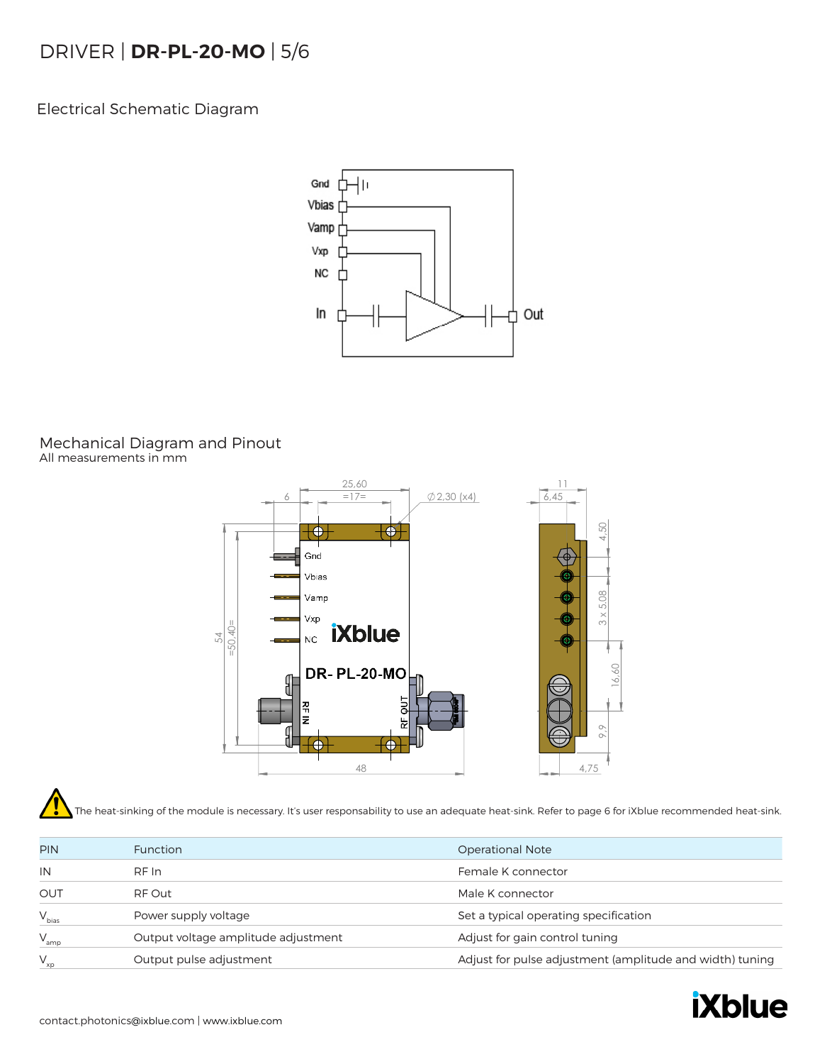## Electrical Schematic Diagram

## Mechanical Diagram and Pinout

All measurements in mm

The heat-sinking of the module is necessary. It's user responsability to use an adequate heat-sink. Refer to page 6 for iXblue recommended heat-sink.

| PIN | Function | Operational Note |
|---|---|---|
| IN | RF In | Female K connector |
| OUT | RF Out | Male K connector |
| $V_{bias}$ | Power supply voltage | Set a typical operating specification |
| $V_{amp}$ | Output voltage amplitude adjustment | Adjust for gain control tuning |
| $V_{xp}$ | Output pulse adjustment | Adjust for pulse adjustment (amplitude and width) tuning |

contact.photonics@ixblue.com | www.ixblue.com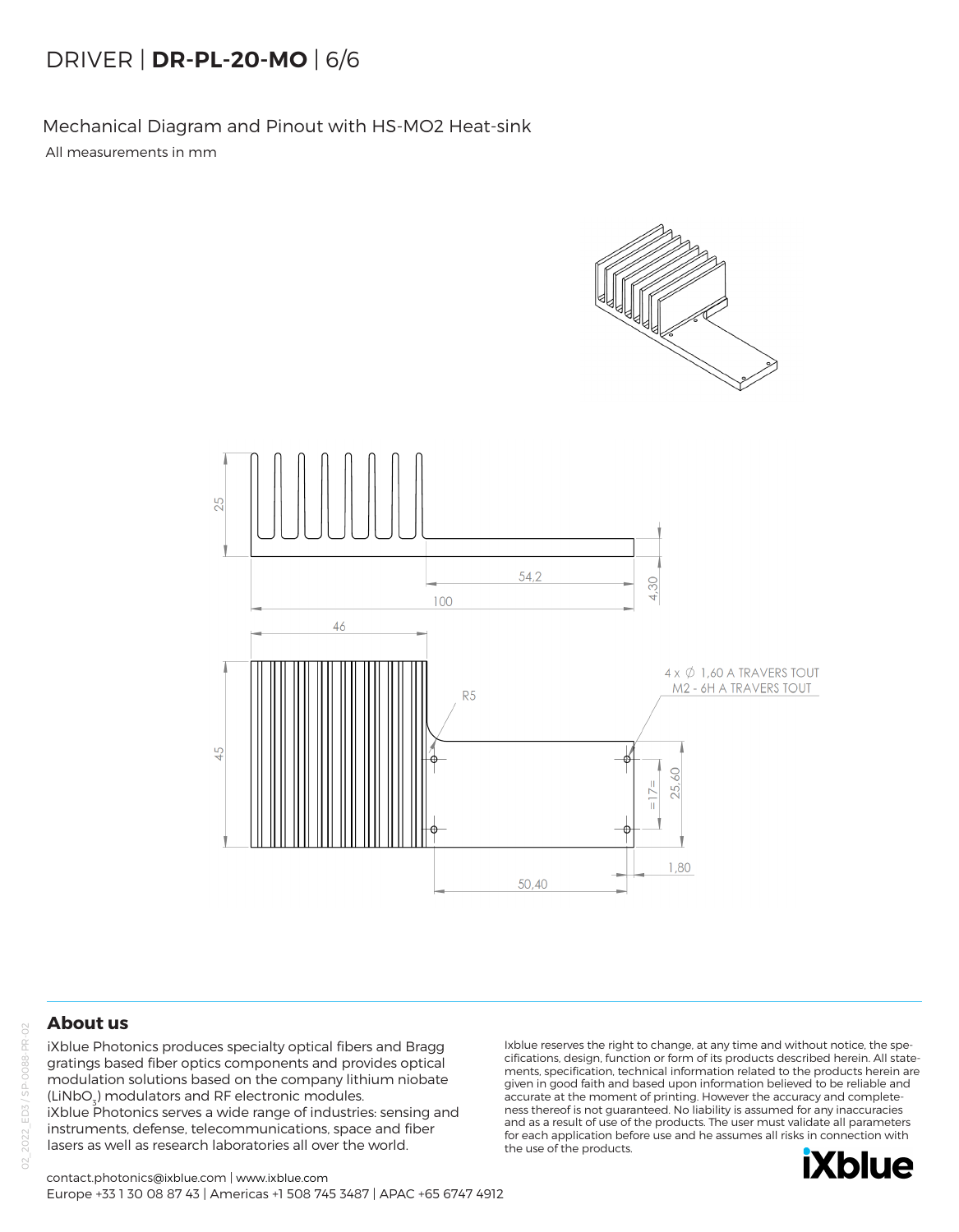## Mechanical Diagram and Pinout with HS-MO2 Heat-sink

All measurements in mm

25

54,2

100

4,30

46

R5

4 x Ø 1,60 A TRAVERS TOUT
M2 - 6H A TRAVERS TOUT

45

=17=

25,60

1,80

50,40

## About us

iXblue Photonics produces specialty optical fibers and Bragg gratings based fiber optics components and provides optical modulation solutions based on the company lithium niobate ($LiNbO_3$) modulators and RF electronic modules.
iXblue Photonics serves a wide range of industries: sensing and instruments, defense, telecommunications, space and fiber lasers as well as research laboratories all over the world.

Ixblue reserves the right to change, at any time and without notice, the specifications, design, function or form of its products described herein. All statements, specification, technical information related to the products herein are given in good faith and based upon information believed to be reliable and accurate at the moment of printing. However the accuracy and completeness thereof is not guaranteed. No liability is assumed for any inaccuracies and as a result of use of the products. The user must validate all parameters for each application before use and he assumes all risks in connection with the use of the products.

contact.photonics@ixblue.com | www.ixblue.com
Europe +33 1 30 08 87 43 | Americas +1 508 745 3487 | APAC +65 6747 4912